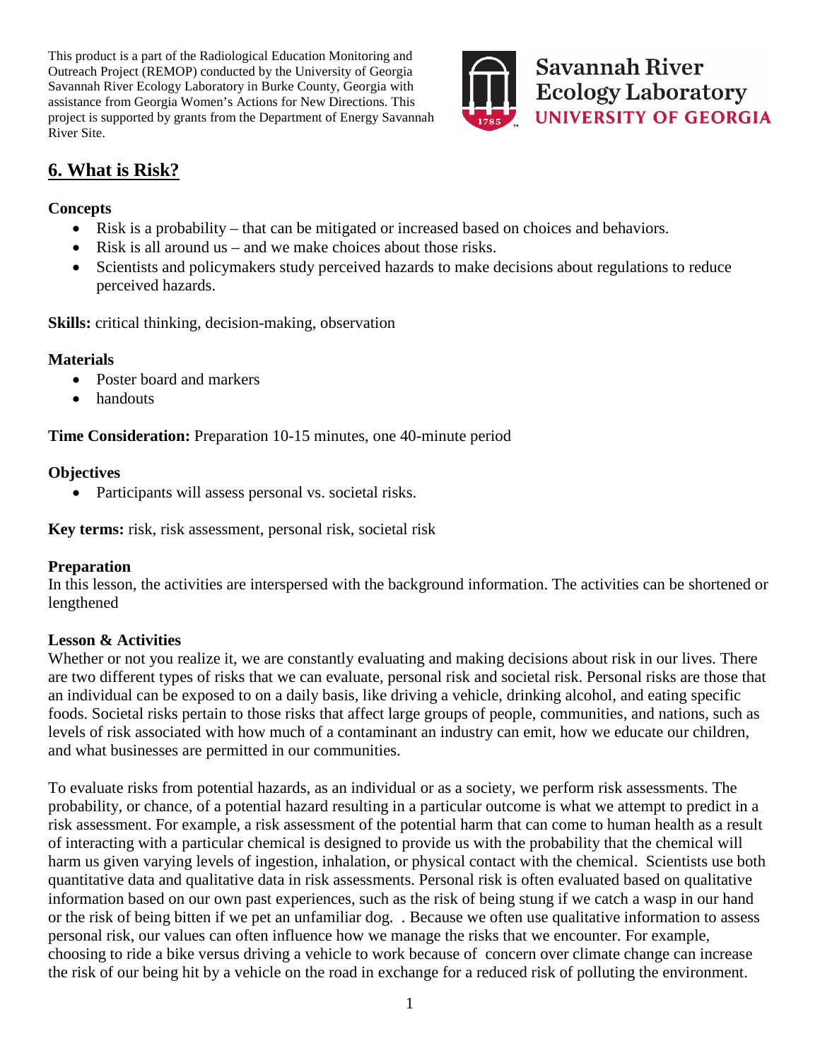This product is a part of the Radiological Education Monitoring and Outreach Project (REMOP) conducted by the University of Georgia Savannah River Ecology Laboratory in Burke County, Georgia with assistance from Georgia Women's Actions for New Directions. This project is supported by grants from the Department of Energy Savannah River Site.

Savannah River Ecology Laboratory
UNIVERSITY OF GEORGIA

# 6. What is Risk?

**Concepts**

- Risk is a probability – that can be mitigated or increased based on choices and behaviors.
- Risk is all around us – and we make choices about those risks.
- Scientists and policymakers study perceived hazards to make decisions about regulations to reduce perceived hazards.

**Skills:** critical thinking, decision-making, observation

**Materials**

- Poster board and markers
- handouts

**Time Consideration:** Preparation 10-15 minutes, one 40-minute period

**Objectives**

- Participants will assess personal vs. societal risks.

**Key terms:** risk, risk assessment, personal risk, societal risk

**Preparation**

In this lesson, the activities are interspersed with the background information. The activities can be shortened or lengthened

**Lesson & Activities**

Whether or not you realize it, we are constantly evaluating and making decisions about risk in our lives. There are two different types of risks that we can evaluate, personal risk and societal risk. Personal risks are those that an individual can be exposed to on a daily basis, like driving a vehicle, drinking alcohol, and eating specific foods. Societal risks pertain to those risks that affect large groups of people, communities, and nations, such as levels of risk associated with how much of a contaminant an industry can emit, how we educate our children, and what businesses are permitted in our communities.

To evaluate risks from potential hazards, as an individual or as a society, we perform risk assessments. The probability, or chance, of a potential hazard resulting in a particular outcome is what we attempt to predict in a risk assessment. For example, a risk assessment of the potential harm that can come to human health as a result of interacting with a particular chemical is designed to provide us with the probability that the chemical will harm us given varying levels of ingestion, inhalation, or physical contact with the chemical. Scientists use both quantitative data and qualitative data in risk assessments. Personal risk is often evaluated based on qualitative information based on our own past experiences, such as the risk of being stung if we catch a wasp in our hand or the risk of being bitten if we pet an unfamiliar dog. . Because we often use qualitative information to assess personal risk, our values can often influence how we manage the risks that we encounter. For example, choosing to ride a bike versus driving a vehicle to work because of concern over climate change can increase the risk of our being hit by a vehicle on the road in exchange for a reduced risk of polluting the environment.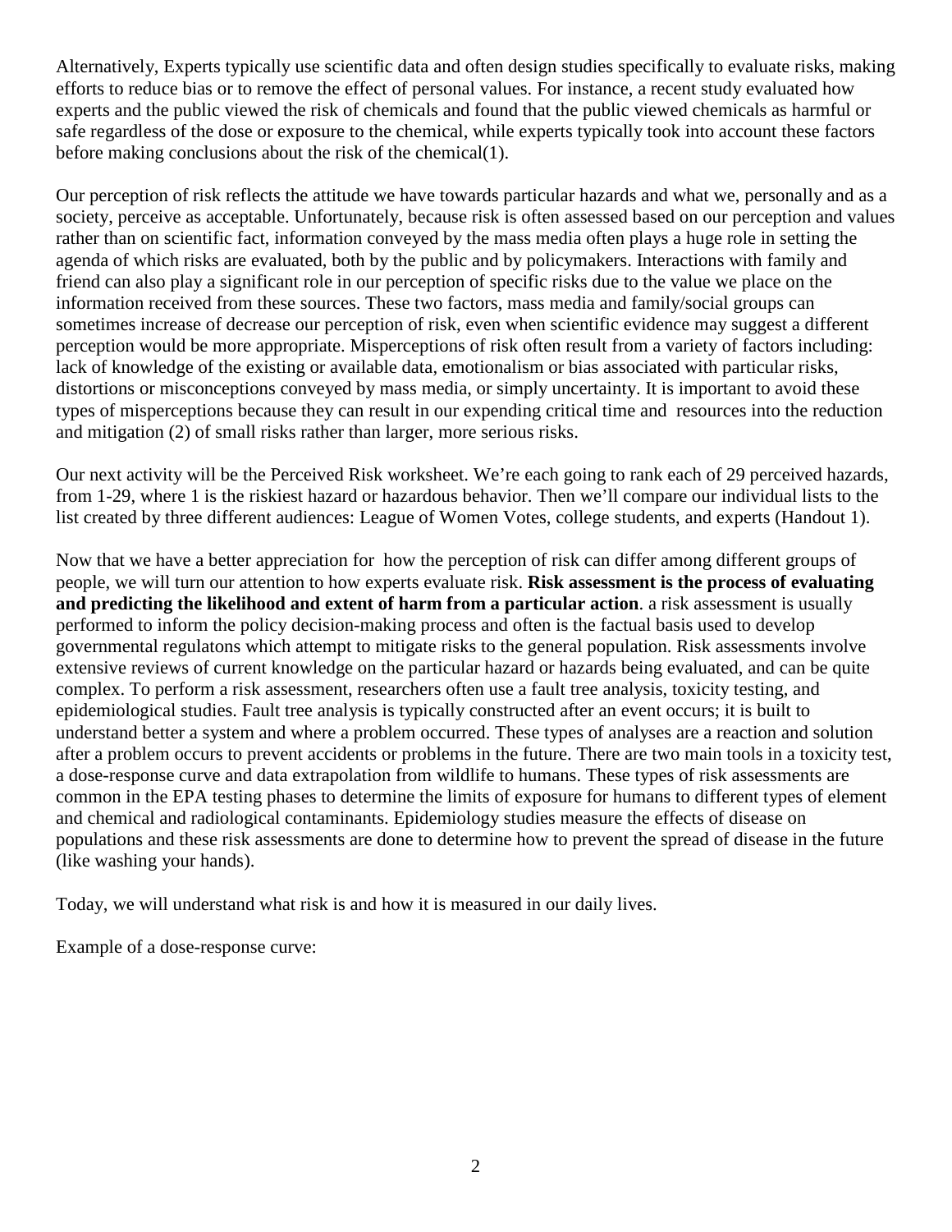Alternatively, Experts typically use scientific data and often design studies specifically to evaluate risks, making efforts to reduce bias or to remove the effect of personal values. For instance, a recent study evaluated how experts and the public viewed the risk of chemicals and found that the public viewed chemicals as harmful or safe regardless of the dose or exposure to the chemical, while experts typically took into account these factors before making conclusions about the risk of the chemical(1).

Our perception of risk reflects the attitude we have towards particular hazards and what we, personally and as a society, perceive as acceptable. Unfortunately, because risk is often assessed based on our perception and values rather than on scientific fact, information conveyed by the mass media often plays a huge role in setting the agenda of which risks are evaluated, both by the public and by policymakers. Interactions with family and friend can also play a significant role in our perception of specific risks due to the value we place on the information received from these sources. These two factors, mass media and family/social groups can sometimes increase of decrease our perception of risk, even when scientific evidence may suggest a different perception would be more appropriate. Misperceptions of risk often result from a variety of factors including: lack of knowledge of the existing or available data, emotionalism or bias associated with particular risks, distortions or misconceptions conveyed by mass media, or simply uncertainty. It is important to avoid these types of misperceptions because they can result in our expending critical time and resources into the reduction and mitigation (2) of small risks rather than larger, more serious risks.

Our next activity will be the Perceived Risk worksheet. We're each going to rank each of 29 perceived hazards, from 1-29, where 1 is the riskiest hazard or hazardous behavior. Then we'll compare our individual lists to the list created by three different audiences: League of Women Votes, college students, and experts (Handout 1).

Now that we have a better appreciation for how the perception of risk can differ among different groups of people, we will turn our attention to how experts evaluate risk. **Risk assessment is the process of evaluating and predicting the likelihood and extent of harm from a particular action**. a risk assessment is usually performed to inform the policy decision-making process and often is the factual basis used to develop governmental regulatons which attempt to mitigate risks to the general population. Risk assessments involve extensive reviews of current knowledge on the particular hazard or hazards being evaluated, and can be quite complex. To perform a risk assessment, researchers often use a fault tree analysis, toxicity testing, and epidemiological studies. Fault tree analysis is typically constructed after an event occurs; it is built to understand better a system and where a problem occurred. These types of analyses are a reaction and solution after a problem occurs to prevent accidents or problems in the future. There are two main tools in a toxicity test, a dose-response curve and data extrapolation from wildlife to humans. These types of risk assessments are common in the EPA testing phases to determine the limits of exposure for humans to different types of element and chemical and radiological contaminants. Epidemiology studies measure the effects of disease on populations and these risk assessments are done to determine how to prevent the spread of disease in the future (like washing your hands).

Today, we will understand what risk is and how it is measured in our daily lives.

Example of a dose-response curve: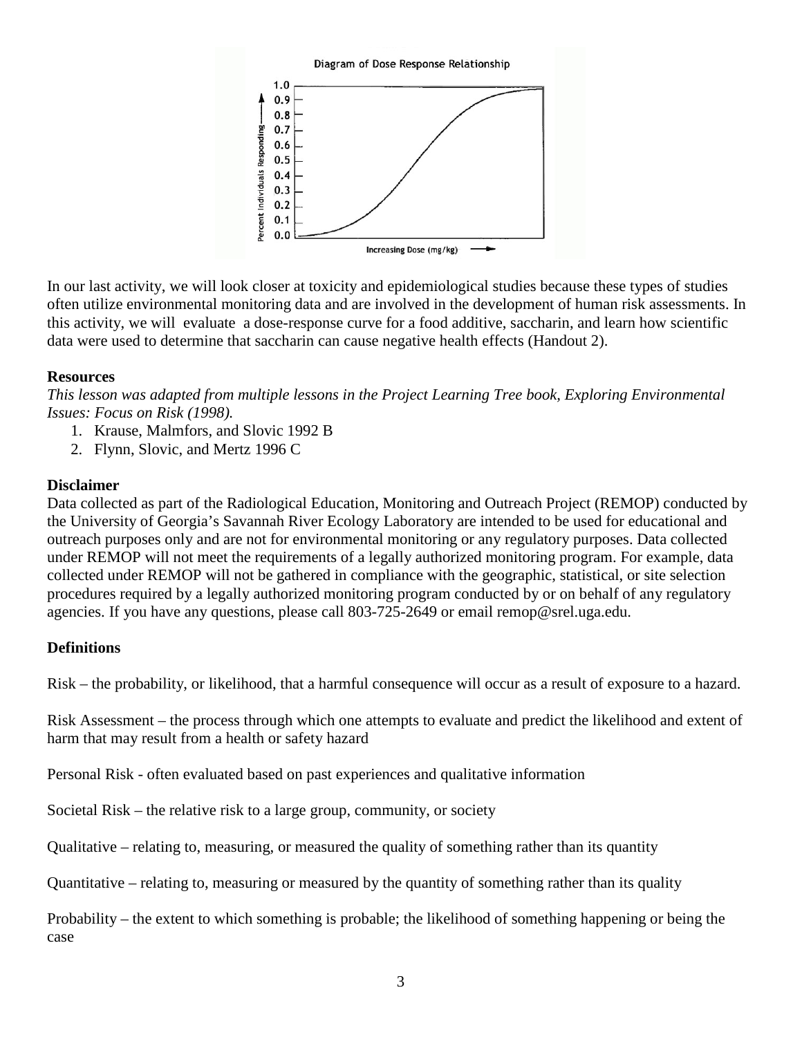Diagram of Dose Response Relationship

Percent Individuals Responding

1.0
0.9
0.8
0.7
0.6
0.5
0.4
0.3
0.2
0.1
0.0

Increasing Dose (mg/kg)

In our last activity, we will look closer at toxicity and epidemiological studies because these types of studies often utilize environmental monitoring data and are involved in the development of human risk assessments. In this activity, we will evaluate a dose-response curve for a food additive, saccharin, and learn how scientific data were used to determine that saccharin can cause negative health effects (Handout 2).

**Resources**

*This lesson was adapted from multiple lessons in the Project Learning Tree book, Exploring Environmental Issues: Focus on Risk (1998).*

1. Krause, Malmfors, and Slovic 1992 B
2. Flynn, Slovic, and Mertz 1996 C

**Disclaimer**

Data collected as part of the Radiological Education, Monitoring and Outreach Project (REMOP) conducted by the University of Georgia's Savannah River Ecology Laboratory are intended to be used for educational and outreach purposes only and are not for environmental monitoring or any regulatory purposes. Data collected under REMOP will not meet the requirements of a legally authorized monitoring program. For example, data collected under REMOP will not be gathered in compliance with the geographic, statistical, or site selection procedures required by a legally authorized monitoring program conducted by or on behalf of any regulatory agencies. If you have any questions, please call 803-725-2649 or email remop@srel.uga.edu.

**Definitions**

Risk – the probability, or likelihood, that a harmful consequence will occur as a result of exposure to a hazard.

Risk Assessment – the process through which one attempts to evaluate and predict the likelihood and extent of harm that may result from a health or safety hazard

Personal Risk - often evaluated based on past experiences and qualitative information

Societal Risk – the relative risk to a large group, community, or society

Qualitative – relating to, measuring, or measured the quality of something rather than its quantity

Quantitative – relating to, measuring or measured by the quantity of something rather than its quality

Probability – the extent to which something is probable; the likelihood of something happening or being the case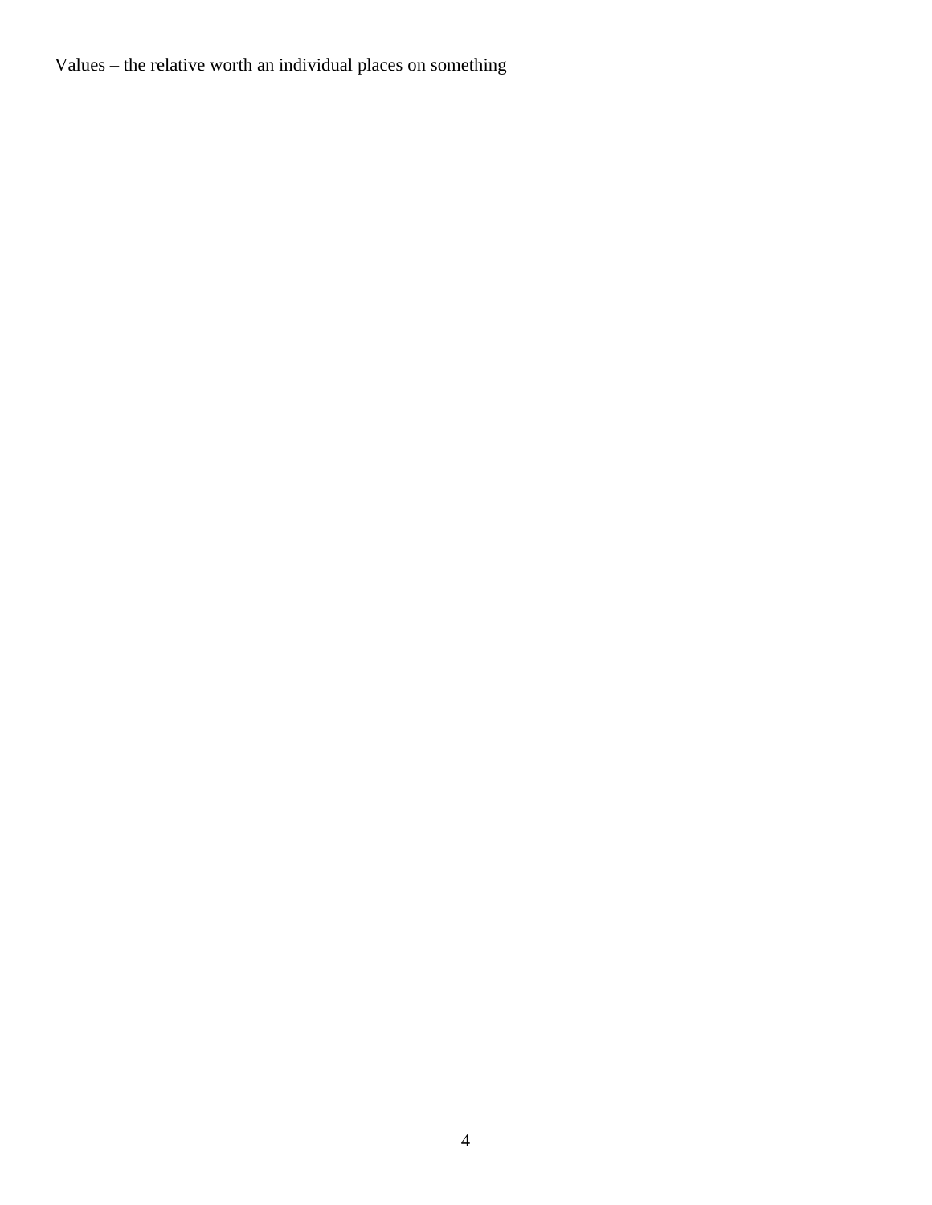Values – the relative worth an individual places on something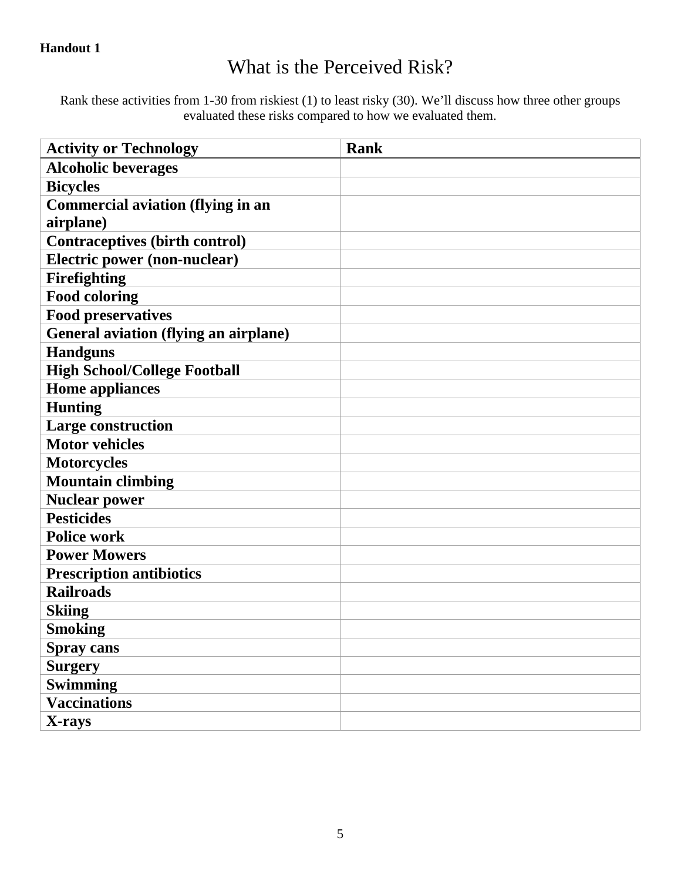**Handout 1**

# What is the Perceived Risk?

Rank these activities from 1-30 from riskiest (1) to least risky (30). We'll discuss how three other groups evaluated these risks compared to how we evaluated them.

| Activity or Technology | Rank |
|---|---|
| **Alcoholic beverages** | |
| **Bicycles** | |
| **Commercial aviation (flying in an airplane)** | |
| **Contraceptives (birth control)** | |
| **Electric power (non-nuclear)** | |
| **Firefighting** | |
| **Food coloring** | |
| **Food preservatives** | |
| **General aviation (flying an airplane)** | |
| **Handguns** | |
| **High School/College Football** | |
| **Home appliances** | |
| **Hunting** | |
| **Large construction** | |
| **Motor vehicles** | |
| **Motorcycles** | |
| **Mountain climbing** | |
| **Nuclear power** | |
| **Pesticides** | |
| **Police work** | |
| **Power Mowers** | |
| **Prescription antibiotics** | |
| **Railroads** | |
| **Skiing** | |
| **Smoking** | |
| **Spray cans** | |
| **Surgery** | |
| **Swimming** | |
| **Vaccinations** | |
| **X-rays** | |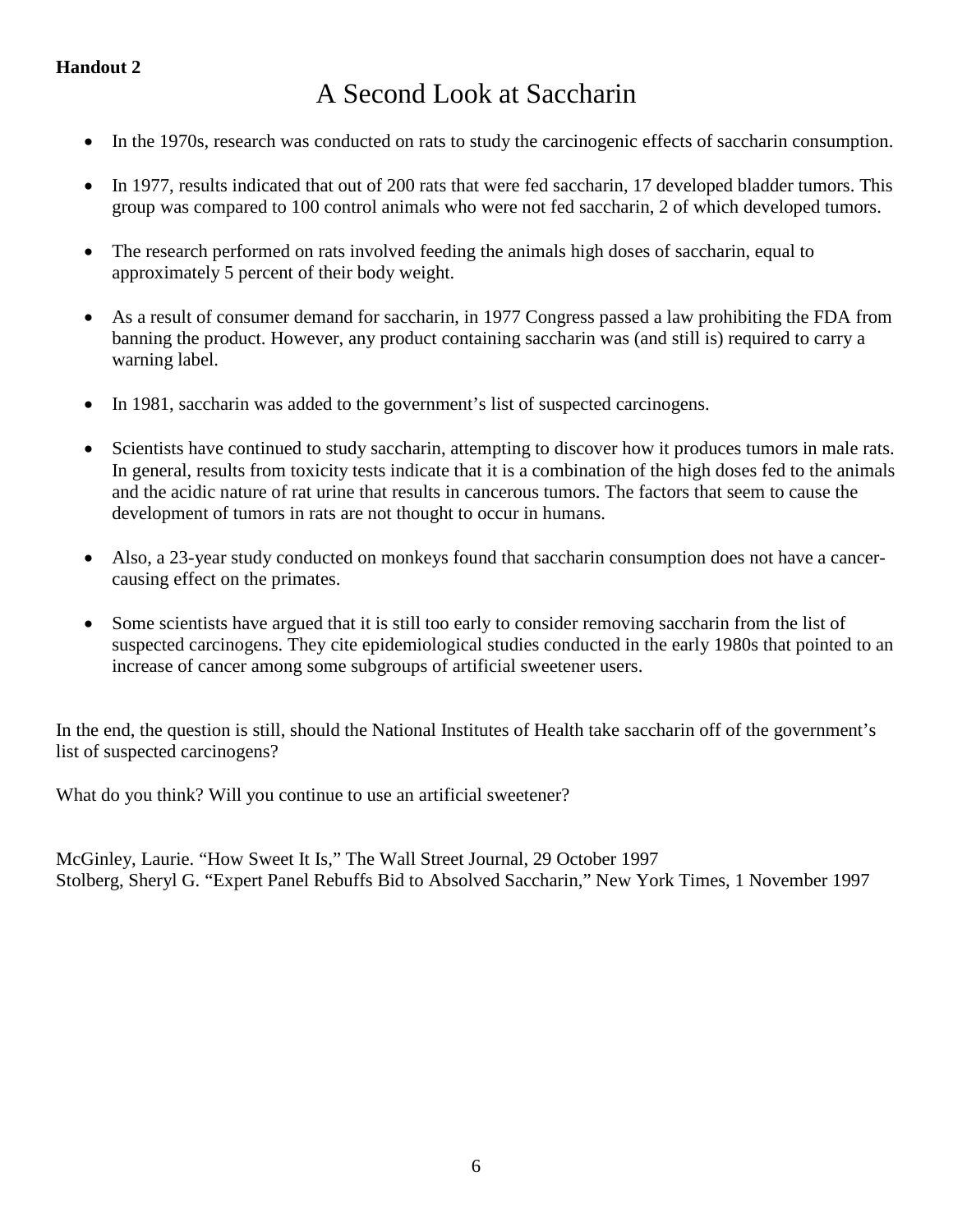**Handout 2**

# A Second Look at Saccharin

- In the 1970s, research was conducted on rats to study the carcinogenic effects of saccharin consumption.
- In 1977, results indicated that out of 200 rats that were fed saccharin, 17 developed bladder tumors. This group was compared to 100 control animals who were not fed saccharin, 2 of which developed tumors.
- The research performed on rats involved feeding the animals high doses of saccharin, equal to approximately 5 percent of their body weight.
- As a result of consumer demand for saccharin, in 1977 Congress passed a law prohibiting the FDA from banning the product. However, any product containing saccharin was (and still is) required to carry a warning label.
- In 1981, saccharin was added to the government's list of suspected carcinogens.
- Scientists have continued to study saccharin, attempting to discover how it produces tumors in male rats. In general, results from toxicity tests indicate that it is a combination of the high doses fed to the animals and the acidic nature of rat urine that results in cancerous tumors. The factors that seem to cause the development of tumors in rats are not thought to occur in humans.
- Also, a 23-year study conducted on monkeys found that saccharin consumption does not have a cancer-causing effect on the primates.
- Some scientists have argued that it is still too early to consider removing saccharin from the list of suspected carcinogens. They cite epidemiological studies conducted in the early 1980s that pointed to an increase of cancer among some subgroups of artificial sweetener users.

In the end, the question is still, should the National Institutes of Health take saccharin off of the government's list of suspected carcinogens?

What do you think? Will you continue to use an artificial sweetener?

McGinley, Laurie. "How Sweet It Is," The Wall Street Journal, 29 October 1997
Stolberg, Sheryl G. "Expert Panel Rebuffs Bid to Absolved Saccharin," New York Times, 1 November 1997